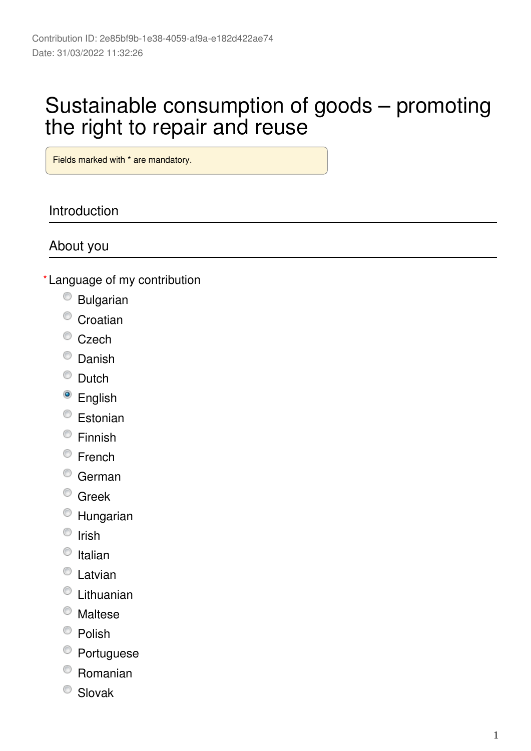Contribution ID: 2e85bf9b-1e38-4059-af9a-e182d422ae74
Date: 31/03/2022 11:32:26

# Sustainable consumption of goods – promoting the right to repair and reuse

Fields marked with * are mandatory.

## Introduction

## About you

*Language of my contribution

- Bulgarian
- Croatian
- Czech
- Danish
- Dutch
- [x] English
- Estonian
- Finnish
- French
- German
- Greek
- Hungarian
- Irish
- Italian
- Latvian
- Lithuanian
- Maltese
- Polish
- Portuguese
- Romanian
- Slovak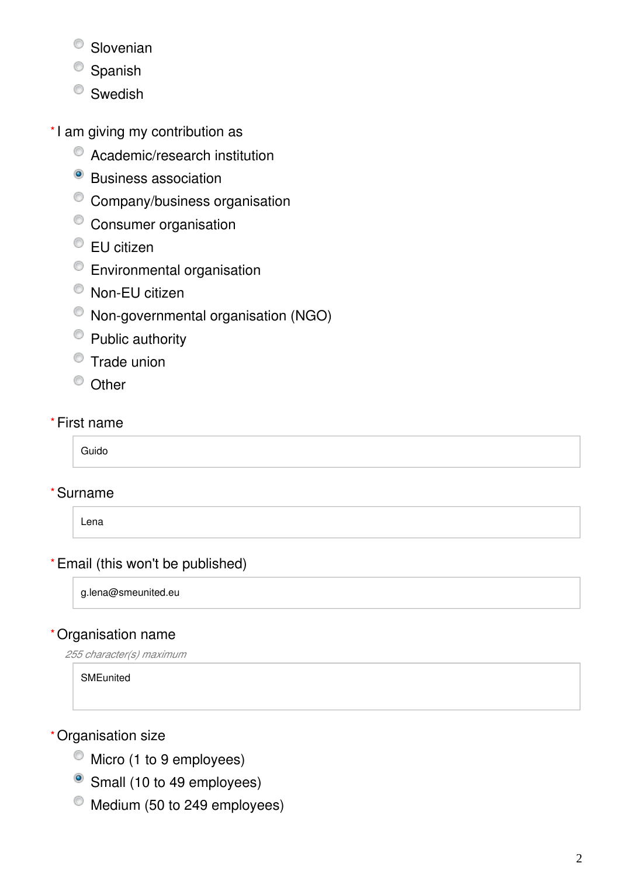- Slovenian
- Spanish
- Swedish

\* I am giving my contribution as

- Academic/research institution
- (x) Business association
- Company/business organisation
- Consumer organisation
- EU citizen
- Environmental organisation
- Non-EU citizen
- Non-governmental organisation (NGO)
- Public authority
- Trade union
- Other

\* First name

Guido

\* Surname

Lena

\* Email (this won't be published)

g.lena@smeunited.eu

\* Organisation name

*255 character(s) maximum*

SMEunited

\* Organisation size

- Micro (1 to 9 employees)
- (x) Small (10 to 49 employees)
- Medium (50 to 249 employees)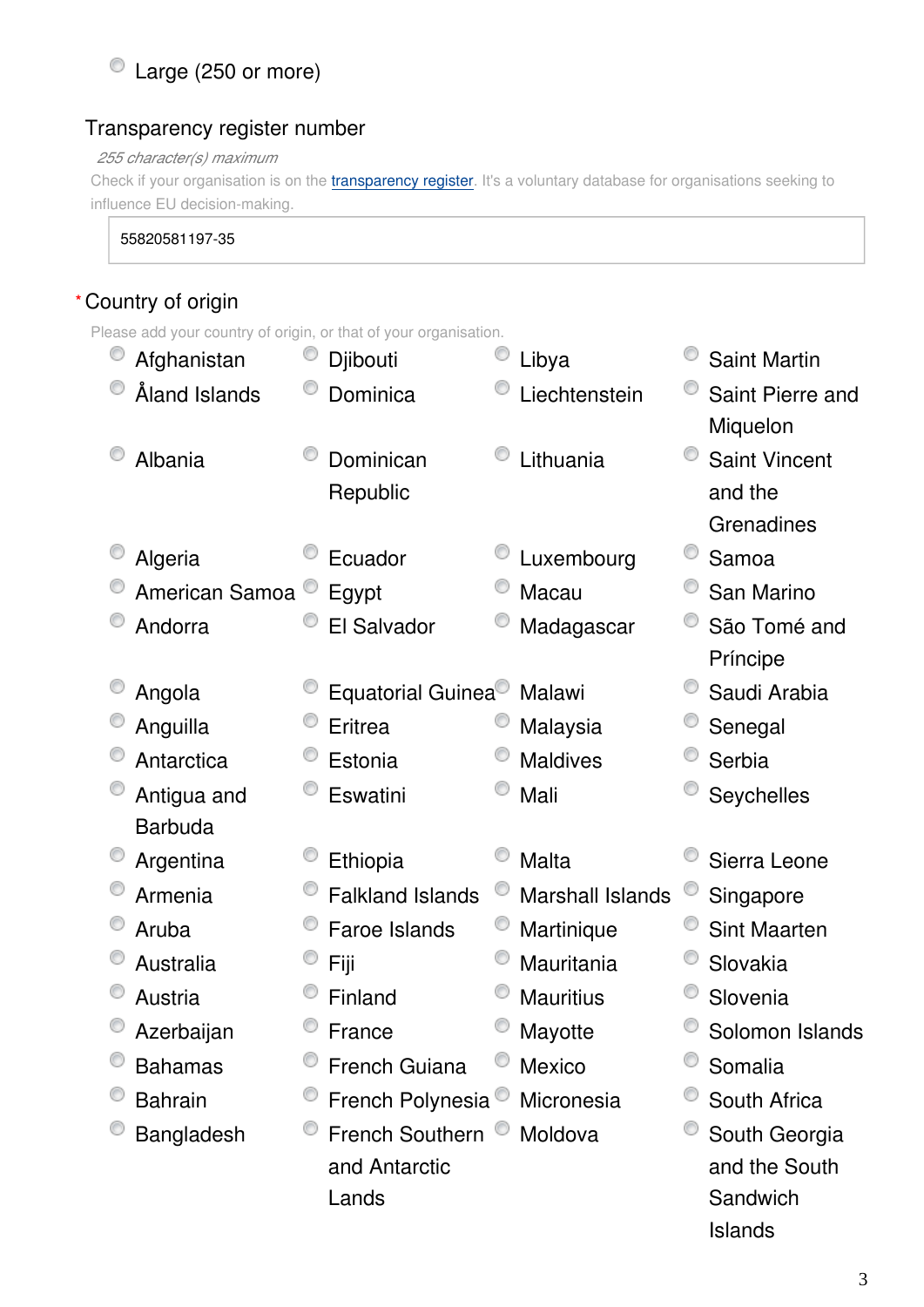- Large (250 or more)

Transparency register number

*255 character(s) maximum*

Check if your organisation is on the [transparency register](). It's a voluntary database for organisations seeking to influence EU decision-making.

55820581197-35

*Country of origin

Please add your country of origin, or that of your organisation.

- Afghanistan
- Åland Islands
- Albania
- Algeria
- American Samoa
- Andorra
- Angola
- Anguilla
- Antarctica
- Antigua and Barbuda
- Argentina
- Armenia
- Aruba
- Australia
- Austria
- Azerbaijan
- Bahamas
- Bahrain
- Bangladesh
- Djibouti
- Dominica
- Dominican Republic
- Ecuador
- Egypt
- El Salvador
- Equatorial Guinea
- Eritrea
- Estonia
- Eswatini
- Ethiopia
- Falkland Islands
- Faroe Islands
- Fiji
- Finland
- France
- French Guiana
- French Polynesia
- French Southern and Antarctic Lands
- Libya
- Liechtenstein
- Lithuania
- Luxembourg
- Macau
- Madagascar
- Malawi
- Malaysia
- Maldives
- Mali
- Malta
- Marshall Islands
- Martinique
- Mauritania
- Mauritius
- Mayotte
- Mexico
- Micronesia
- Moldova
- Saint Martin
- Saint Pierre and Miquelon
- Saint Vincent and the Grenadines
- Samoa
- San Marino
- São Tomé and Príncipe
- Saudi Arabia
- Senegal
- Serbia
- Seychelles
- Sierra Leone
- Singapore
- Sint Maarten
- Slovakia
- Slovenia
- Solomon Islands
- Somalia
- South Africa
- South Georgia and the South Sandwich Islands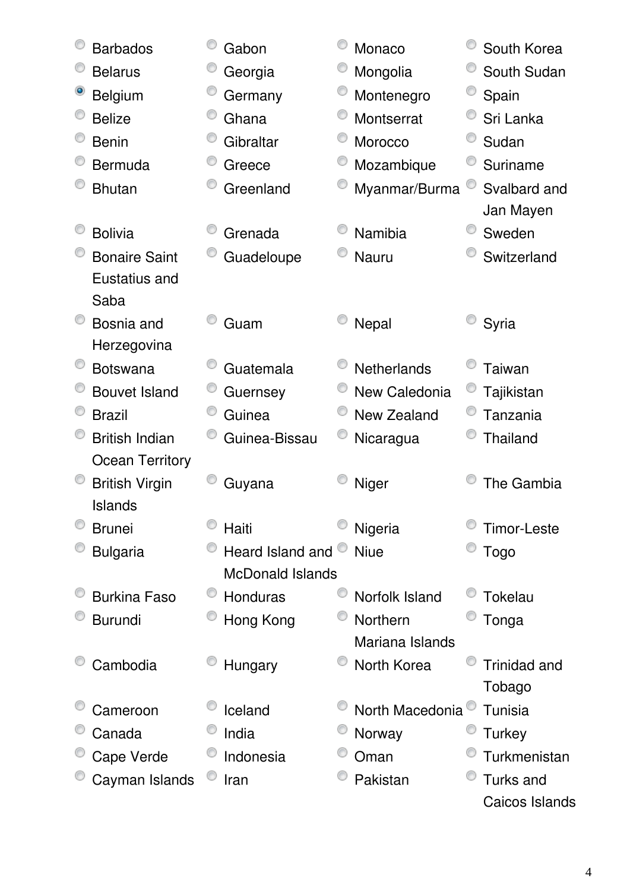- ( ) Barbados
- ( ) Belarus
- (x) Belgium
- ( ) Belize
- ( ) Benin
- ( ) Bermuda
- ( ) Bhutan
- ( ) Bolivia
- ( ) Bonaire Saint Eustatius and Saba
- ( ) Bosnia and Herzegovina
- ( ) Botswana
- ( ) Bouvet Island
- ( ) Brazil
- ( ) British Indian Ocean Territory
- ( ) British Virgin Islands
- ( ) Brunei
- ( ) Bulgaria
- ( ) Burkina Faso
- ( ) Burundi
- ( ) Cambodia
- ( ) Cameroon
- ( ) Canada
- ( ) Cape Verde
- ( ) Cayman Islands
- ( ) Gabon
- ( ) Georgia
- ( ) Germany
- ( ) Ghana
- ( ) Gibraltar
- ( ) Greece
- ( ) Greenland
- ( ) Grenada
- ( ) Guadeloupe
- ( ) Guam
- ( ) Guatemala
- ( ) Guernsey
- ( ) Guinea
- ( ) Guinea-Bissau
- ( ) Guyana
- ( ) Haiti
- ( ) Heard Island and McDonald Islands
- ( ) Honduras
- ( ) Hong Kong
- ( ) Hungary
- ( ) Iceland
- ( ) India
- ( ) Indonesia
- ( ) Iran
- ( ) Monaco
- ( ) Mongolia
- ( ) Montenegro
- ( ) Montserrat
- ( ) Morocco
- ( ) Mozambique
- ( ) Myanmar/Burma
- ( ) Namibia
- ( ) Nauru
- ( ) Nepal
- ( ) Netherlands
- ( ) New Caledonia
- ( ) New Zealand
- ( ) Nicaragua
- ( ) Niger
- ( ) Nigeria
- ( ) Niue
- ( ) Norfolk Island
- ( ) Northern Mariana Islands
- ( ) North Korea
- ( ) North Macedonia
- ( ) Norway
- ( ) Oman
- ( ) Pakistan
- ( ) South Korea
- ( ) South Sudan
- ( ) Spain
- ( ) Sri Lanka
- ( ) Sudan
- ( ) Suriname
- ( ) Svalbard and Jan Mayen
- ( ) Sweden
- ( ) Switzerland
- ( ) Syria
- ( ) Taiwan
- ( ) Tajikistan
- ( ) Tanzania
- ( ) Thailand
- ( ) The Gambia
- ( ) Timor-Leste
- ( ) Togo
- ( ) Tokelau
- ( ) Tonga
- ( ) Trinidad and Tobago
- ( ) Tunisia
- ( ) Turkey
- ( ) Turkmenistan
- ( ) Turks and Caicos Islands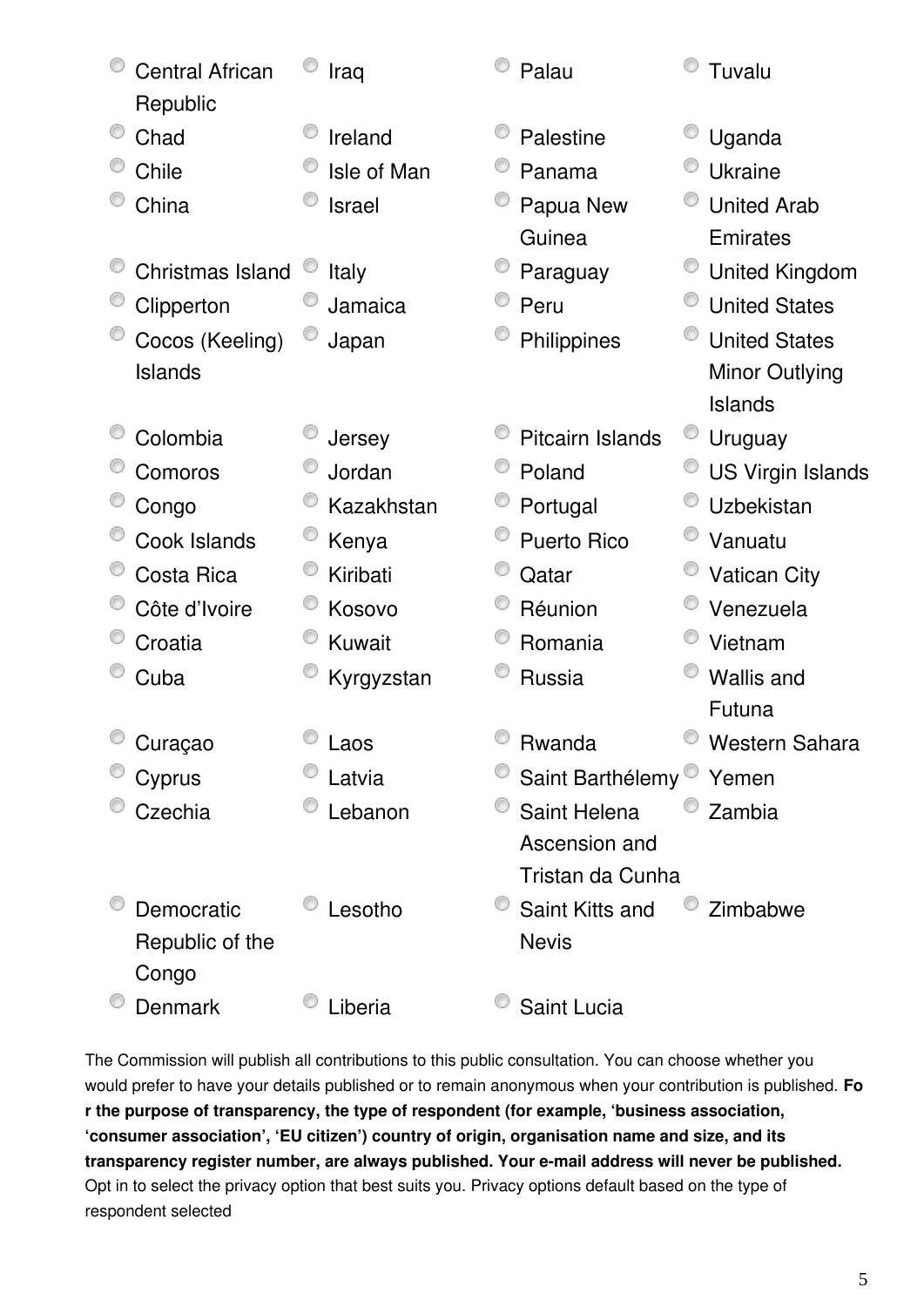- Central African Republic
- Chad
- Chile
- China
- Christmas Island
- Clipperton
- Cocos (Keeling) Islands
- Colombia
- Comoros
- Congo
- Cook Islands
- Costa Rica
- Côte d'Ivoire
- Croatia
- Cuba
- Curaçao
- Cyprus
- Czechia
- Democratic Republic of the Congo
- Denmark
- Iraq
- Ireland
- Isle of Man
- Israel
- Italy
- Jamaica
- Japan
- Jersey
- Jordan
- Kazakhstan
- Kenya
- Kiribati
- Kosovo
- Kuwait
- Kyrgyzstan
- Laos
- Latvia
- Lebanon
- Lesotho
- Liberia
- Palau
- Palestine
- Panama
- Papua New Guinea
- Paraguay
- Peru
- Philippines
- Pitcairn Islands
- Poland
- Portugal
- Puerto Rico
- Qatar
- Réunion
- Romania
- Russia
- Rwanda
- Saint Barthélemy
- Saint Helena Ascension and Tristan da Cunha
- Saint Kitts and Nevis
- Saint Lucia
- Tuvalu
- Uganda
- Ukraine
- United Arab Emirates
- United Kingdom
- United States
- United States Minor Outlying Islands
- Uruguay
- US Virgin Islands
- Uzbekistan
- Vanuatu
- Vatican City
- Venezuela
- Vietnam
- Wallis and Futuna
- Western Sahara
- Yemen
- Zambia
- Zimbabwe

The Commission will publish all contributions to this public consultation. You can choose whether you would prefer to have your details published or to remain anonymous when your contribution is published. **For the purpose of transparency, the type of respondent (for example, 'business association, 'consumer association', 'EU citizen') country of origin, organisation name and size, and its transparency register number, are always published. Your e-mail address will never be published.** Opt in to select the privacy option that best suits you. Privacy options default based on the type of respondent selected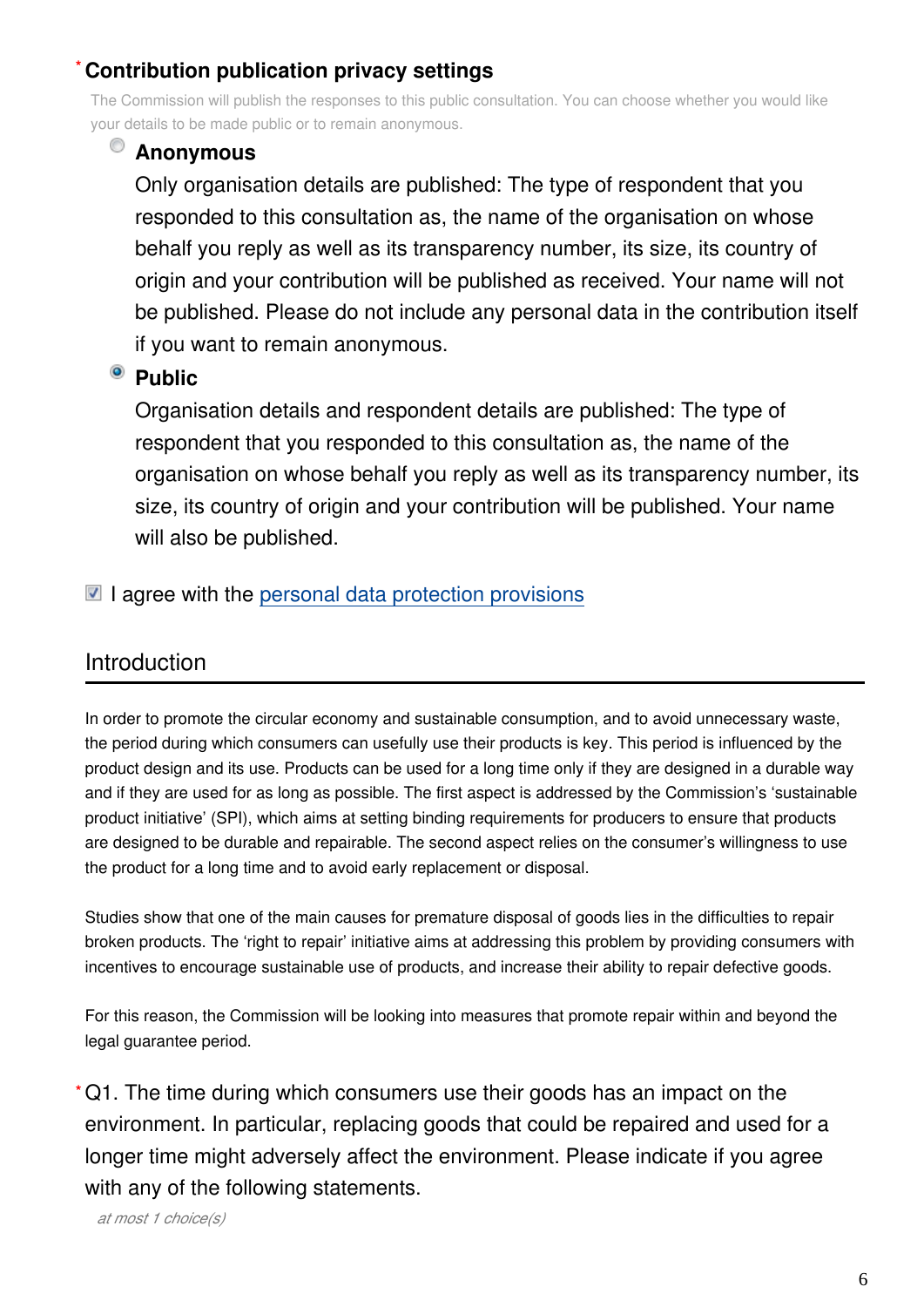### * Contribution publication privacy settings

The Commission will publish the responses to this public consultation. You can choose whether you would like your details to be made public or to remain anonymous.

- ○ **Anonymous**
  Only organisation details are published: The type of respondent that you responded to this consultation as, the name of the organisation on whose behalf you reply as well as its transparency number, its size, its country of origin and your contribution will be published as received. Your name will not be published. Please do not include any personal data in the contribution itself if you want to remain anonymous.
- ◉ **Public**
  Organisation details and respondent details are published: The type of respondent that you responded to this consultation as, the name of the organisation on whose behalf you reply as well as its transparency number, its size, its country of origin and your contribution will be published. Your name will also be published.

☑ I agree with the personal data protection provisions

## Introduction

In order to promote the circular economy and sustainable consumption, and to avoid unnecessary waste, the period during which consumers can usefully use their products is key. This period is influenced by the product design and its use. Products can be used for a long time only if they are designed in a durable way and if they are used for as long as possible. The first aspect is addressed by the Commission's 'sustainable product initiative' (SPI), which aims at setting binding requirements for producers to ensure that products are designed to be durable and repairable. The second aspect relies on the consumer's willingness to use the product for a long time and to avoid early replacement or disposal.

Studies show that one of the main causes for premature disposal of goods lies in the difficulties to repair broken products. The 'right to repair' initiative aims at addressing this problem by providing consumers with incentives to encourage sustainable use of products, and increase their ability to repair defective goods.

For this reason, the Commission will be looking into measures that promote repair within and beyond the legal guarantee period.

\* Q1. The time during which consumers use their goods has an impact on the environment. In particular, replacing goods that could be repaired and used for a longer time might adversely affect the environment. Please indicate if you agree with any of the following statements.

*at most 1 choice(s)*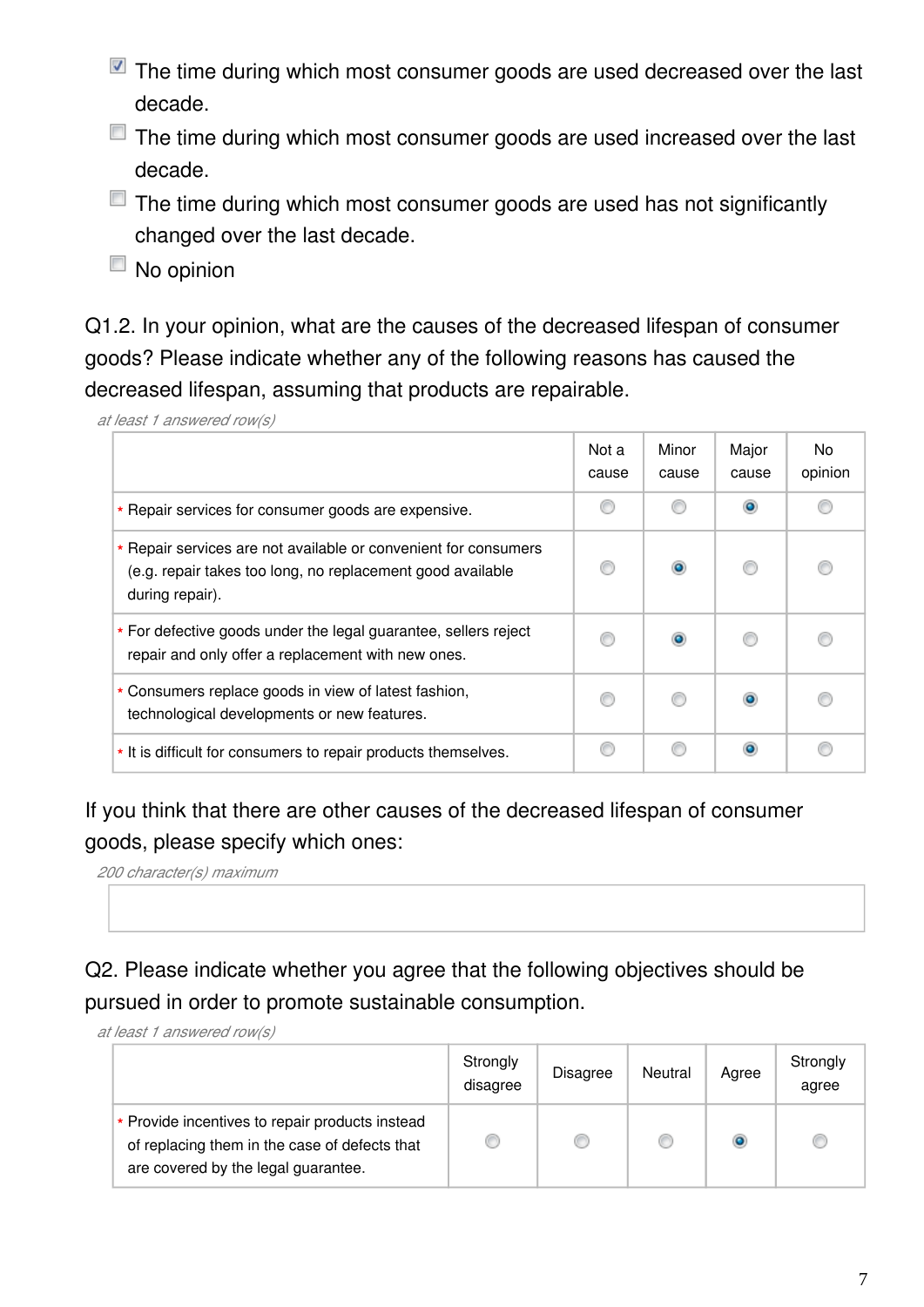- [x] The time during which most consumer goods are used decreased over the last decade.
- [ ] The time during which most consumer goods are used increased over the last decade.
- [ ] The time during which most consumer goods are used has not significantly changed over the last decade.
- [ ] No opinion

Q1.2. In your opinion, what are the causes of the decreased lifespan of consumer goods? Please indicate whether any of the following reasons has caused the decreased lifespan, assuming that products are repairable.

*at least 1 answered row(s)*

| | Not a cause | Minor cause | Major cause | No opinion |
|---|---|---|---|---|
| * Repair services for consumer goods are expensive. | ○ | ○ | ◉ | ○ |
| * Repair services are not available or convenient for consumers (e.g. repair takes too long, no replacement good available during repair). | ○ | ◉ | ○ | ○ |
| * For defective goods under the legal guarantee, sellers reject repair and only offer a replacement with new ones. | ○ | ◉ | ○ | ○ |
| * Consumers replace goods in view of latest fashion, technological developments or new features. | ○ | ○ | ◉ | ○ |
| * It is difficult for consumers to repair products themselves. | ○ | ○ | ◉ | ○ |

If you think that there are other causes of the decreased lifespan of consumer goods, please specify which ones:

*200 character(s) maximum*

Q2. Please indicate whether you agree that the following objectives should be pursued in order to promote sustainable consumption.

*at least 1 answered row(s)*

| | Strongly disagree | Disagree | Neutral | Agree | Strongly agree |
|---|---|---|---|---|---|
| * Provide incentives to repair products instead of replacing them in the case of defects that are covered by the legal guarantee. | ○ | ○ | ○ | ◉ | ○ |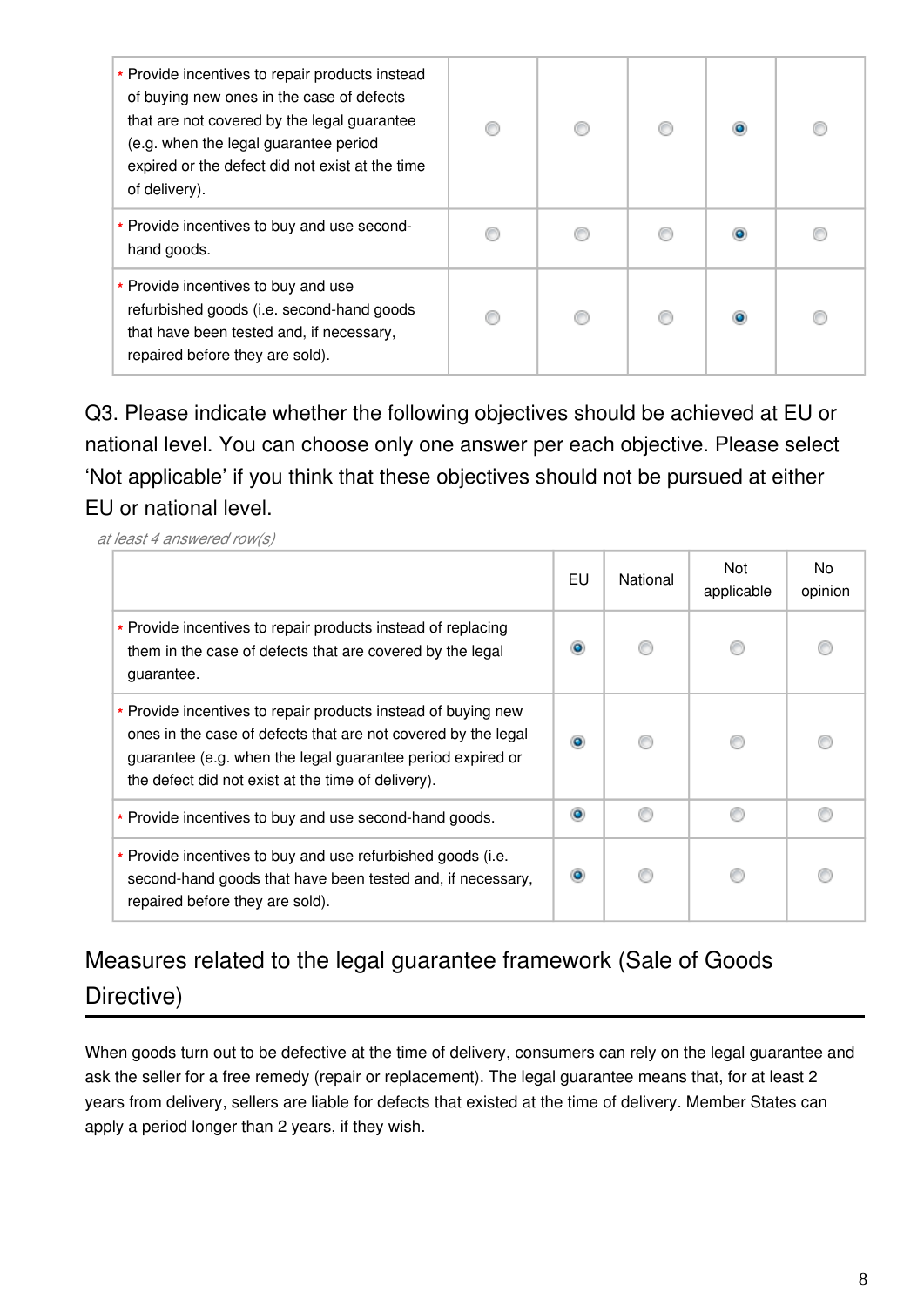| | | | | | |
|---|---|---|---|---|---|
| * Provide incentives to repair products instead of buying new ones in the case of defects that are not covered by the legal guarantee (e.g. when the legal guarantee period expired or the defect did not exist at the time of delivery). | ○ | ○ | ○ | ● | ○ |
| * Provide incentives to buy and use second-hand goods. | ○ | ○ | ○ | ● | ○ |
| * Provide incentives to buy and use refurbished goods (i.e. second-hand goods that have been tested and, if necessary, repaired before they are sold). | ○ | ○ | ○ | ● | ○ |

Q3. Please indicate whether the following objectives should be achieved at EU or national level. You can choose only one answer per each objective. Please select 'Not applicable' if you think that these objectives should not be pursued at either EU or national level.

*at least 4 answered row(s)*

| | EU | National | Not applicable | No opinion |
|---|---|---|---|---|
| * Provide incentives to repair products instead of replacing them in the case of defects that are covered by the legal guarantee. | ● | ○ | ○ | ○ |
| * Provide incentives to repair products instead of buying new ones in the case of defects that are not covered by the legal guarantee (e.g. when the legal guarantee period expired or the defect did not exist at the time of delivery). | ● | ○ | ○ | ○ |
| * Provide incentives to buy and use second-hand goods. | ● | ○ | ○ | ○ |
| * Provide incentives to buy and use refurbished goods (i.e. second-hand goods that have been tested and, if necessary, repaired before they are sold). | ● | ○ | ○ | ○ |

## Measures related to the legal guarantee framework (Sale of Goods Directive)

When goods turn out to be defective at the time of delivery, consumers can rely on the legal guarantee and ask the seller for a free remedy (repair or replacement). The legal guarantee means that, for at least 2 years from delivery, sellers are liable for defects that existed at the time of delivery. Member States can apply a period longer than 2 years, if they wish.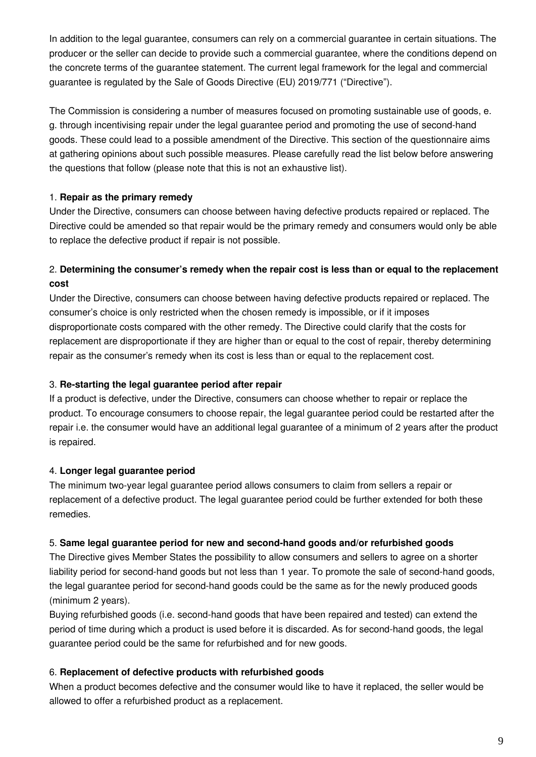In addition to the legal guarantee, consumers can rely on a commercial guarantee in certain situations. The producer or the seller can decide to provide such a commercial guarantee, where the conditions depend on the concrete terms of the guarantee statement. The current legal framework for the legal and commercial guarantee is regulated by the Sale of Goods Directive (EU) 2019/771 ("Directive").

The Commission is considering a number of measures focused on promoting sustainable use of goods, e. g. through incentivising repair under the legal guarantee period and promoting the use of second-hand goods. These could lead to a possible amendment of the Directive. This section of the questionnaire aims at gathering opinions about such possible measures. Please carefully read the list below before answering the questions that follow (please note that this is not an exhaustive list).

1. **Repair as the primary remedy**
Under the Directive, consumers can choose between having defective products repaired or replaced. The Directive could be amended so that repair would be the primary remedy and consumers would only be able to replace the defective product if repair is not possible.

2. **Determining the consumer's remedy when the repair cost is less than or equal to the replacement cost**
Under the Directive, consumers can choose between having defective products repaired or replaced. The consumer's choice is only restricted when the chosen remedy is impossible, or if it imposes disproportionate costs compared with the other remedy. The Directive could clarify that the costs for replacement are disproportionate if they are higher than or equal to the cost of repair, thereby determining repair as the consumer's remedy when its cost is less than or equal to the replacement cost.

3. **Re-starting the legal guarantee period after repair**
If a product is defective, under the Directive, consumers can choose whether to repair or replace the product. To encourage consumers to choose repair, the legal guarantee period could be restarted after the repair i.e. the consumer would have an additional legal guarantee of a minimum of 2 years after the product is repaired.

4. **Longer legal guarantee period**
The minimum two-year legal guarantee period allows consumers to claim from sellers a repair or replacement of a defective product. The legal guarantee period could be further extended for both these remedies.

5. **Same legal guarantee period for new and second-hand goods and/or refurbished goods**
The Directive gives Member States the possibility to allow consumers and sellers to agree on a shorter liability period for second-hand goods but not less than 1 year. To promote the sale of second-hand goods, the legal guarantee period for second-hand goods could be the same as for the newly produced goods (minimum 2 years).
Buying refurbished goods (i.e. second-hand goods that have been repaired and tested) can extend the period of time during which a product is used before it is discarded. As for second-hand goods, the legal guarantee period could be the same for refurbished and for new goods.

6. **Replacement of defective products with refurbished goods**
When a product becomes defective and the consumer would like to have it replaced, the seller would be allowed to offer a refurbished product as a replacement.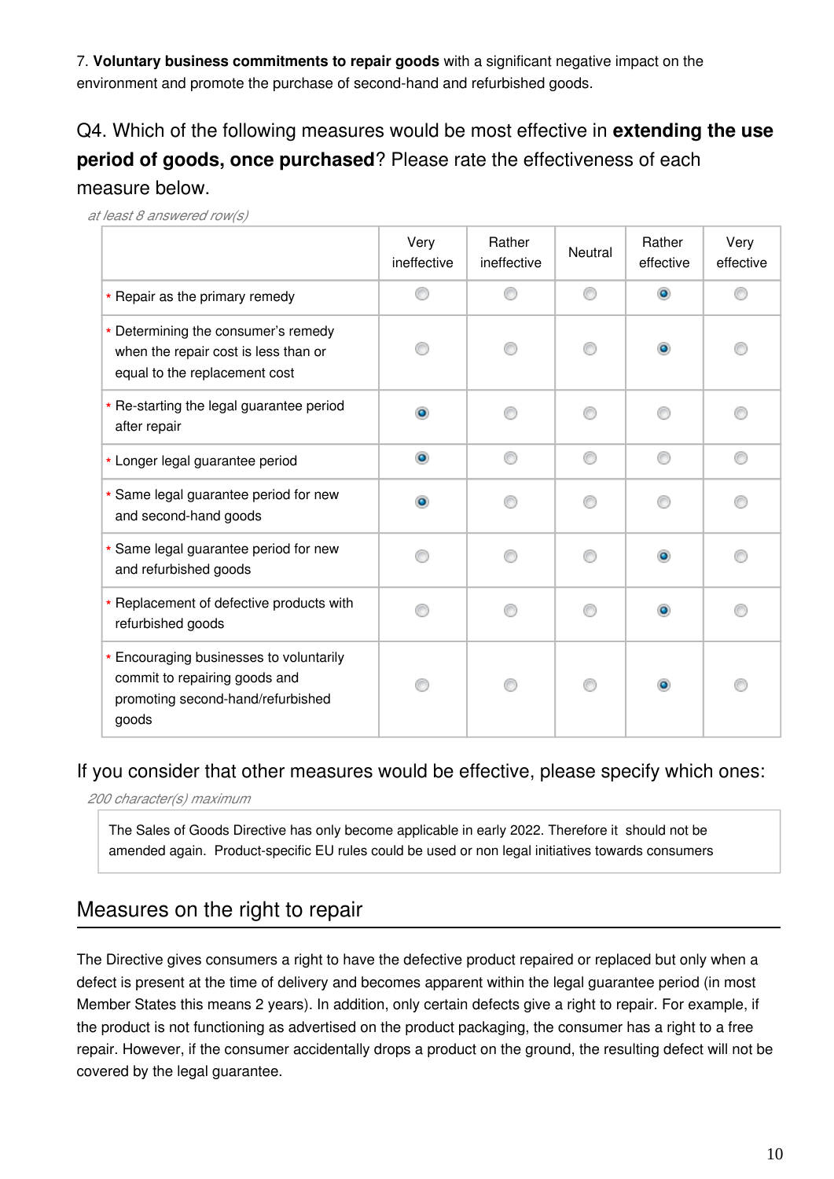7. **Voluntary business commitments to repair goods** with a significant negative impact on the environment and promote the purchase of second-hand and refurbished goods.

## Q4. Which of the following measures would be most effective in **extending the use period of goods, once purchased**? Please rate the effectiveness of each measure below.

*at least 8 answered row(s)*

| | Very ineffective | Rather ineffective | Neutral | Rather effective | Very effective |
|---|---|---|---|---|---|
| * Repair as the primary remedy | | | | X | |
| * Determining the consumer's remedy when the repair cost is less than or equal to the replacement cost | | | | X | |
| * Re-starting the legal guarantee period after repair | X | | | | |
| * Longer legal guarantee period | X | | | | |
| * Same legal guarantee period for new and second-hand goods | X | | | | |
| * Same legal guarantee period for new and refurbished goods | | | | X | |
| * Replacement of defective products with refurbished goods | | | | X | |
| * Encouraging businesses to voluntarily commit to repairing goods and promoting second-hand/refurbished goods | | | | X | |

If you consider that other measures would be effective, please specify which ones:

*200 character(s) maximum*

The Sales of Goods Directive has only become applicable in early 2022. Therefore it should not be amended again. Product-specific EU rules could be used or non legal initiatives towards consumers

## Measures on the right to repair

The Directive gives consumers a right to have the defective product repaired or replaced but only when a defect is present at the time of delivery and becomes apparent within the legal guarantee period (in most Member States this means 2 years). In addition, only certain defects give a right to repair. For example, if the product is not functioning as advertised on the product packaging, the consumer has a right to a free repair. However, if the consumer accidentally drops a product on the ground, the resulting defect will not be covered by the legal guarantee.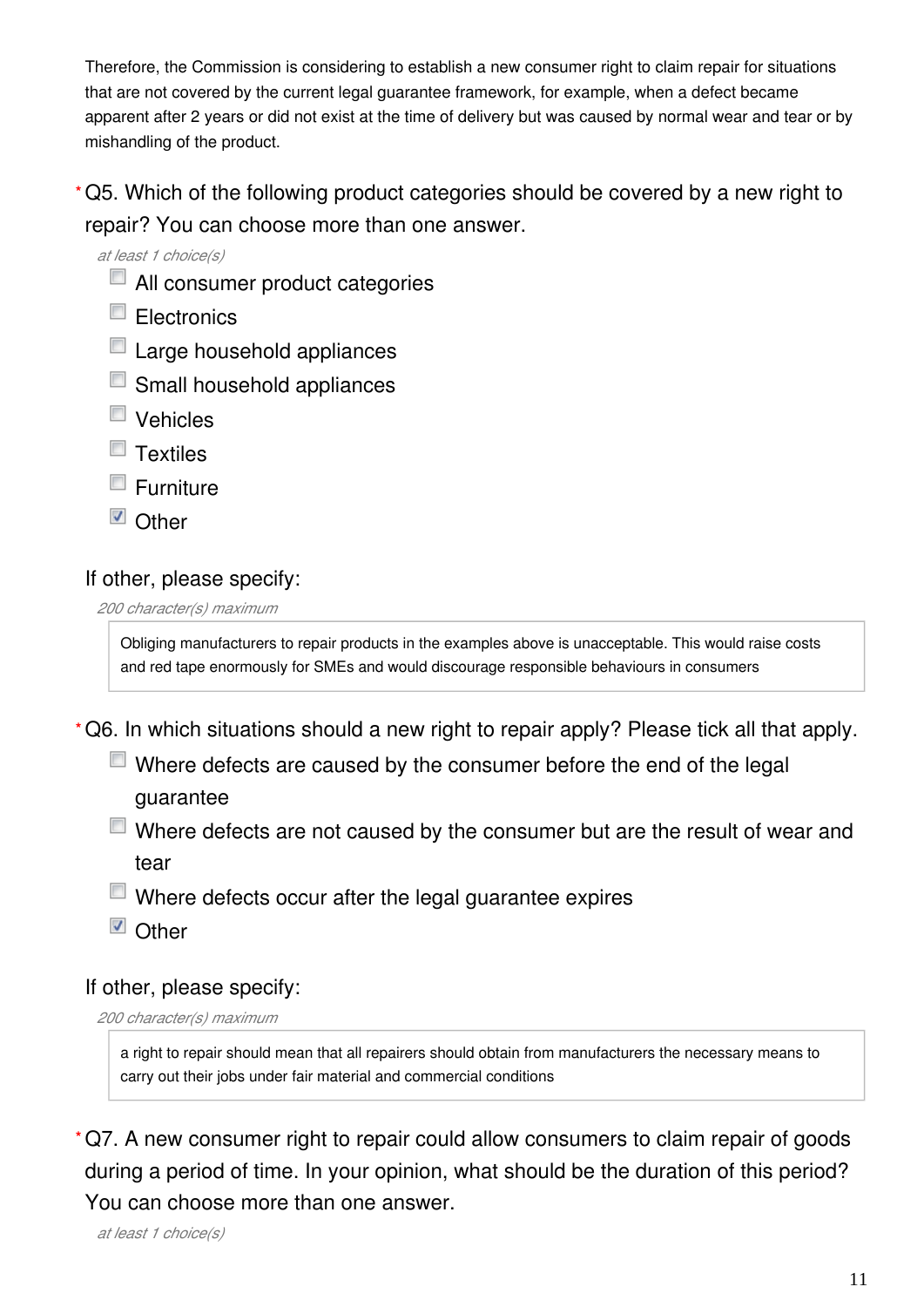Therefore, the Commission is considering to establish a new consumer right to claim repair for situations that are not covered by the current legal guarantee framework, for example, when a defect became apparent after 2 years or did not exist at the time of delivery but was caused by normal wear and tear or by mishandling of the product.

*Q5. Which of the following product categories should be covered by a new right to repair? You can choose more than one answer.

*at least 1 choice(s)*

- [ ] All consumer product categories
- [ ] Electronics
- [ ] Large household appliances
- [ ] Small household appliances
- [ ] Vehicles
- [ ] Textiles
- [ ] Furniture
- [x] Other

If other, please specify:

*200 character(s) maximum*

> Obliging manufacturers to repair products in the examples above is unacceptable. This would raise costs and red tape enormously for SMEs and would discourage responsible behaviours in consumers

*Q6. In which situations should a new right to repair apply? Please tick all that apply.

- [ ] Where defects are caused by the consumer before the end of the legal guarantee
- [ ] Where defects are not caused by the consumer but are the result of wear and tear
- [ ] Where defects occur after the legal guarantee expires
- [x] Other

If other, please specify:

*200 character(s) maximum*

> a right to repair should mean that all repairers should obtain from manufacturers the necessary means to carry out their jobs under fair material and commercial conditions

*Q7. A new consumer right to repair could allow consumers to claim repair of goods during a period of time. In your opinion, what should be the duration of this period? You can choose more than one answer.

*at least 1 choice(s)*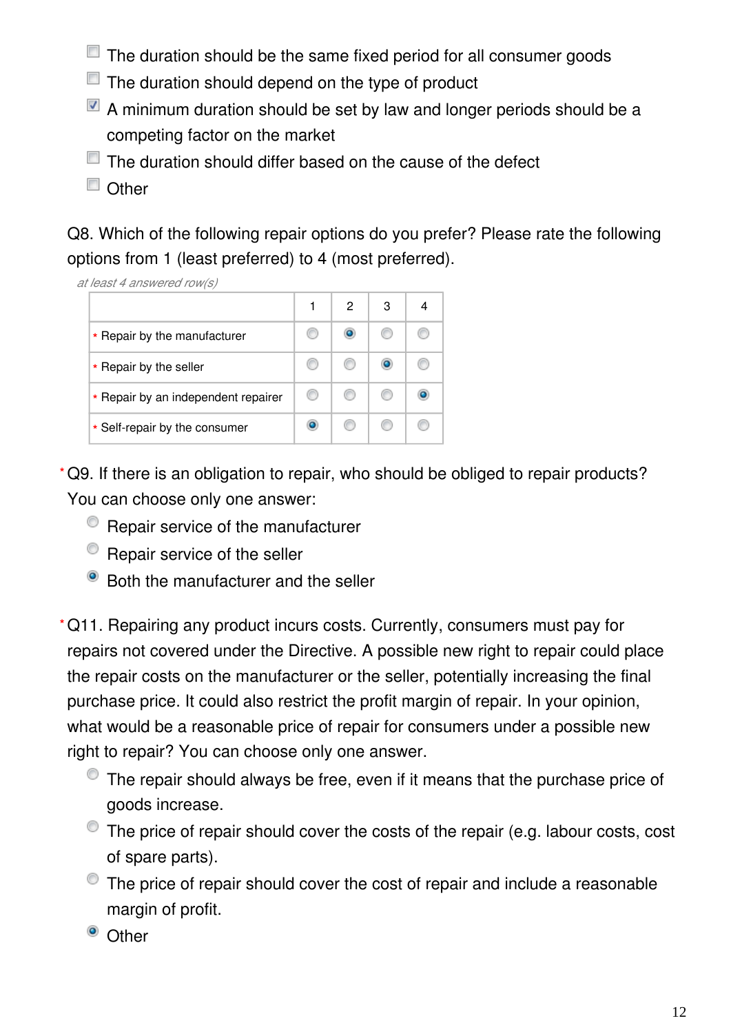- [ ] The duration should be the same fixed period for all consumer goods
- [ ] The duration should depend on the type of product
- [x] A minimum duration should be set by law and longer periods should be a competing factor on the market
- [ ] The duration should differ based on the cause of the defect
- [ ] Other

Q8. Which of the following repair options do you prefer? Please rate the following options from 1 (least preferred) to 4 (most preferred).

*at least 4 answered row(s)*

| | 1 | 2 | 3 | 4 |
|---|---|---|---|---|
| * Repair by the manufacturer | | ● | | |
| * Repair by the seller | | | ● | |
| * Repair by an independent repairer | | | | ● |
| * Self-repair by the consumer | ● | | | |

*Q9. If there is an obligation to repair, who should be obliged to repair products? You can choose only one answer:

- ○ Repair service of the manufacturer
- ○ Repair service of the seller
- ● Both the manufacturer and the seller

*Q11. Repairing any product incurs costs. Currently, consumers must pay for repairs not covered under the Directive. A possible new right to repair could place the repair costs on the manufacturer or the seller, potentially increasing the final purchase price. It could also restrict the profit margin of repair. In your opinion, what would be a reasonable price of repair for consumers under a possible new right to repair? You can choose only one answer.

- ○ The repair should always be free, even if it means that the purchase price of goods increase.
- ○ The price of repair should cover the costs of the repair (e.g. labour costs, cost of spare parts).
- ○ The price of repair should cover the cost of repair and include a reasonable margin of profit.
- ● Other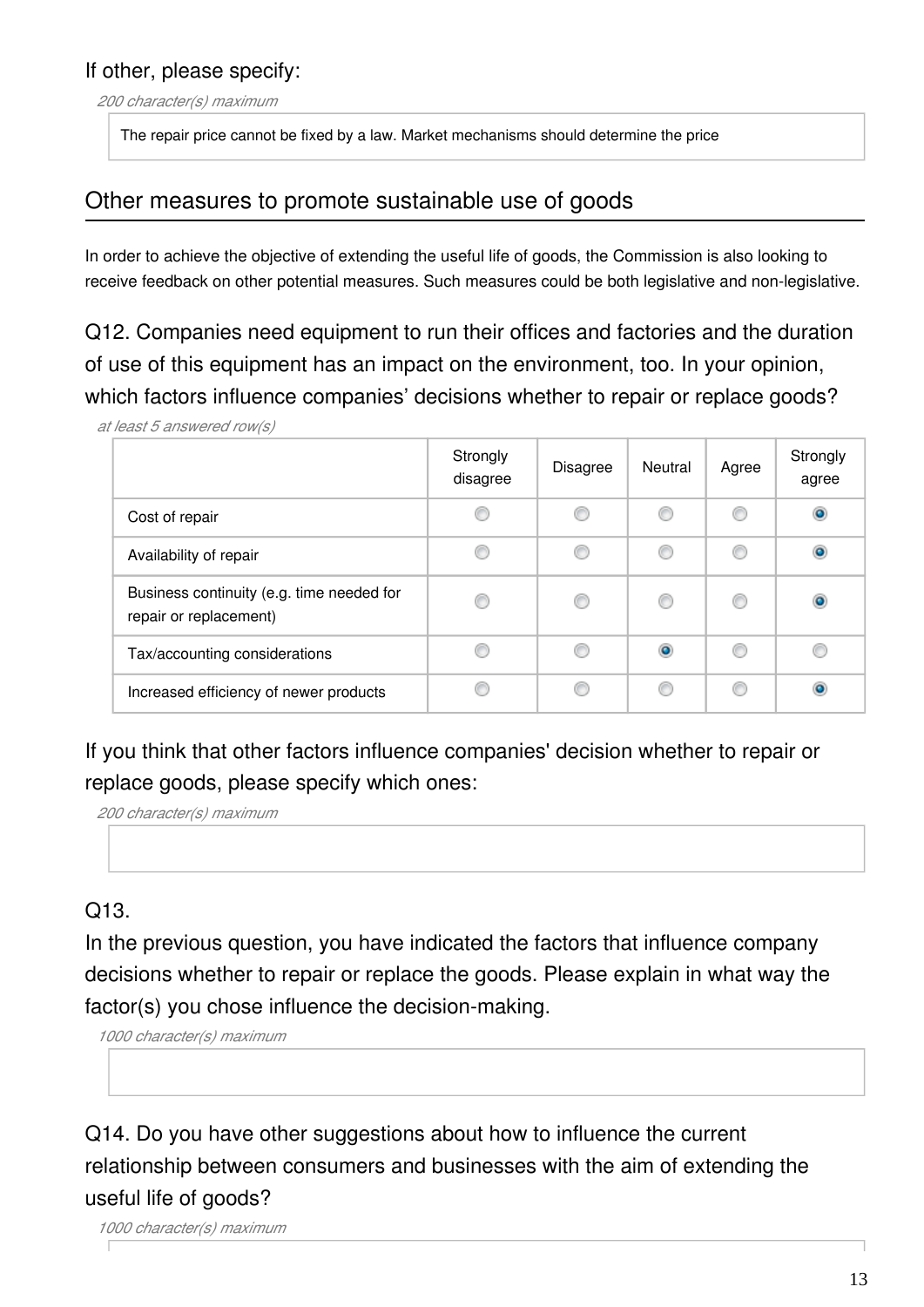If other, please specify:

*200 character(s) maximum*

The repair price cannot be fixed by a law. Market mechanisms should determine the price

## Other measures to promote sustainable use of goods

In order to achieve the objective of extending the useful life of goods, the Commission is also looking to receive feedback on other potential measures. Such measures could be both legislative and non-legislative.

Q12. Companies need equipment to run their offices and factories and the duration of use of this equipment has an impact on the environment, too. In your opinion, which factors influence companies' decisions whether to repair or replace goods?

*at least 5 answered row(s)*

| | Strongly disagree | Disagree | Neutral | Agree | Strongly agree |
|---|---|---|---|---|---|
| Cost of repair | | | | | X |
| Availability of repair | | | | | X |
| Business continuity (e.g. time needed for repair or replacement) | | | | | X |
| Tax/accounting considerations | | | X | | |
| Increased efficiency of newer products | | | | | X |

If you think that other factors influence companies' decision whether to repair or replace goods, please specify which ones:

*200 character(s) maximum*

Q13.

In the previous question, you have indicated the factors that influence company decisions whether to repair or replace the goods. Please explain in what way the factor(s) you chose influence the decision-making.

*1000 character(s) maximum*

Q14. Do you have other suggestions about how to influence the current relationship between consumers and businesses with the aim of extending the useful life of goods?

*1000 character(s) maximum*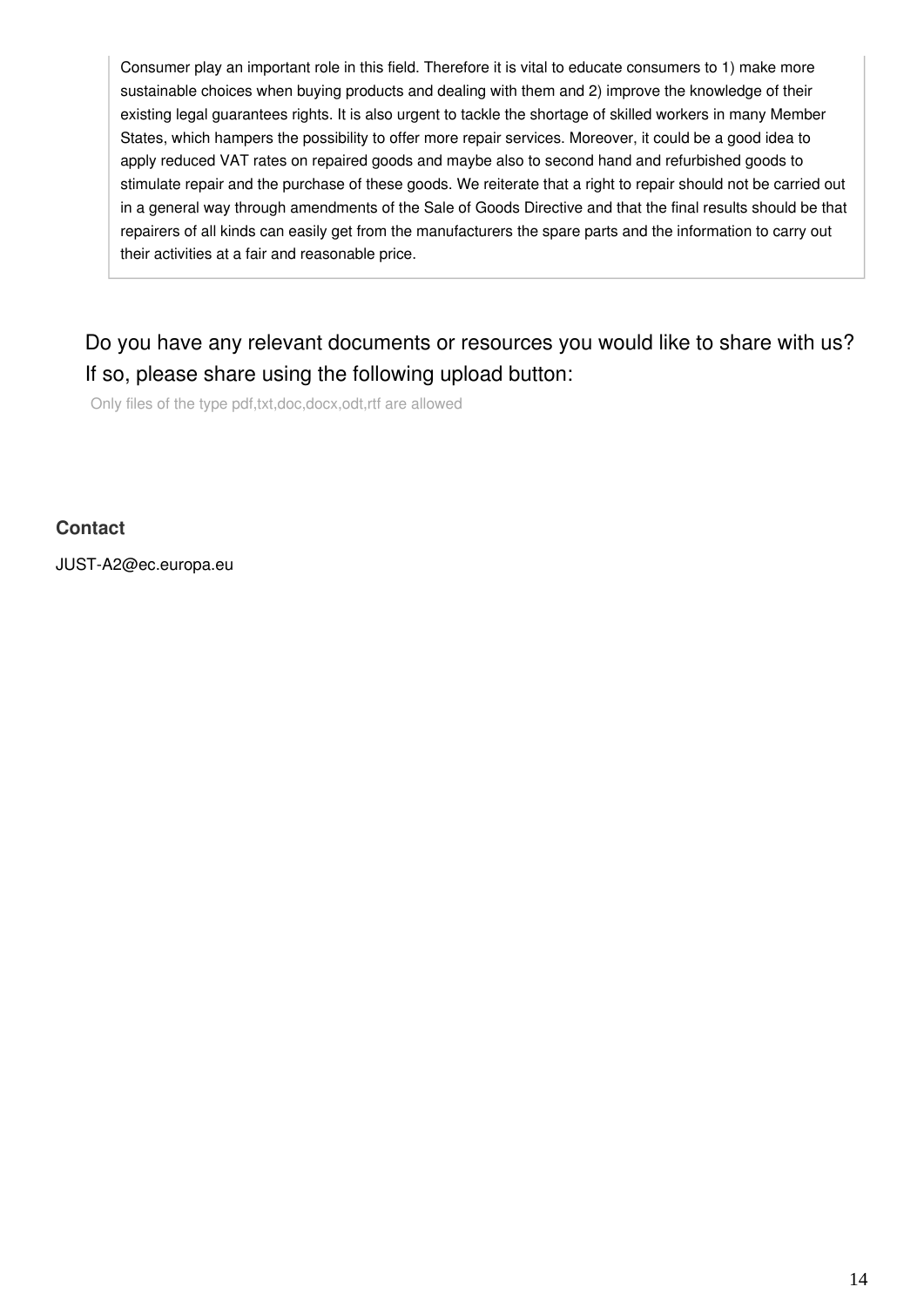Consumer play an important role in this field. Therefore it is vital to educate consumers to 1) make more sustainable choices when buying products and dealing with them and 2) improve the knowledge of their existing legal guarantees rights. It is also urgent to tackle the shortage of skilled workers in many Member States, which hampers the possibility to offer more repair services. Moreover, it could be a good idea to apply reduced VAT rates on repaired goods and maybe also to second hand and refurbished goods to stimulate repair and the purchase of these goods. We reiterate that a right to repair should not be carried out in a general way through amendments of the Sale of Goods Directive and that the final results should be that repairers of all kinds can easily get from the manufacturers the spare parts and the information to carry out their activities at a fair and reasonable price.

Do you have any relevant documents or resources you would like to share with us? If so, please share using the following upload button:

Only files of the type pdf,txt,doc,docx,odt,rtf are allowed

**Contact**

JUST-A2@ec.europa.eu